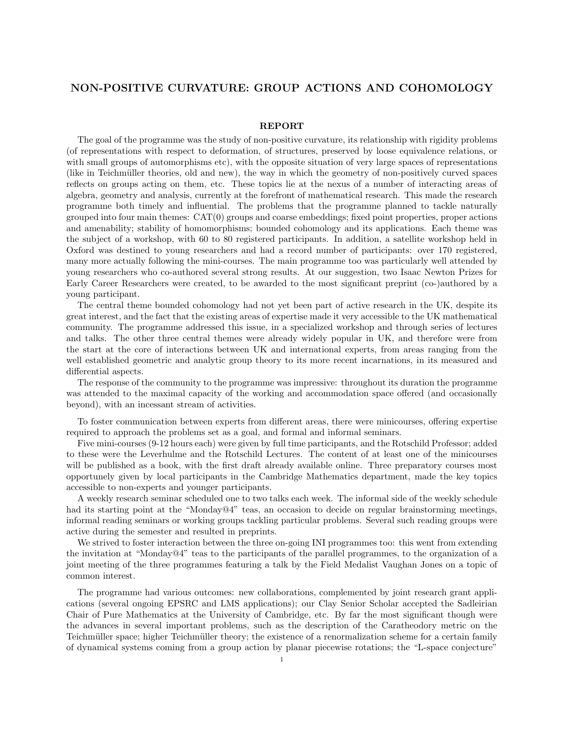# NON-POSITIVE CURVATURE: GROUP ACTIONS AND COHOMOLOGY

## REPORT

The goal of the programme was the study of non-positive curvature, its relationship with rigidity problems (of representations with respect to deformation, of structures, preserved by loose equivalence relations, or with small groups of automorphisms etc), with the opposite situation of very large spaces of representations (like in Teichmüller theories, old and new), the way in which the geometry of non-positively curved spaces reflects on groups acting on them, etc. These topics lie at the nexus of a number of interacting areas of algebra, geometry and analysis, currently at the forefront of mathematical research. This made the research programme both timely and influential. The problems that the programme planned to tackle naturally grouped into four main themes: CAT(0) groups and coarse embeddings; fixed point properties, proper actions and amenability; stability of homomorphisms; bounded cohomology and its applications. Each theme was the subject of a workshop, with 60 to 80 registered participants. In addition, a satellite workshop held in Oxford was destined to young researchers and had a record number of participants: over 170 registered, many more actually following the mini-courses. The main programme too was particularly well attended by young researchers who co-authored several strong results. At our suggestion, two Isaac Newton Prizes for Early Career Researchers were created, to be awarded to the most significant preprint (co-)authored by a young participant.

The central theme bounded cohomology had not yet been part of active research in the UK, despite its great interest, and the fact that the existing areas of expertise made it very accessible to the UK mathematical community. The programme addressed this issue, in a specialized workshop and through series of lectures and talks. The other three central themes were already widely popular in UK, and therefore were from the start at the core of interactions between UK and international experts, from areas ranging from the well established geometric and analytic group theory to its more recent incarnations, in its measured and differential aspects.

The response of the community to the programme was impressive: throughout its duration the programme was attended to the maximal capacity of the working and accommodation space offered (and occasionally beyond), with an incessant stream of activities.

To foster communication between experts from different areas, there were minicourses, offering expertise required to approach the problems set as a goal, and formal and informal seminars.

Five mini-courses (9-12 hours each) were given by full time participants, and the Rotschild Professor; added to these were the Leverhulme and the Rotschild Lectures. The content of at least one of the minicourses will be published as a book, with the first draft already available online. Three preparatory courses most opportunely given by local participants in the Cambridge Mathematics department, made the key topics accessible to non-experts and younger participants.

A weekly research seminar scheduled one to two talks each week. The informal side of the weekly schedule had its starting point at the "Monday@4" teas, an occasion to decide on regular brainstorming meetings, informal reading seminars or working groups tackling particular problems. Several such reading groups were active during the semester and resulted in preprints.

We strived to foster interaction between the three on-going INI programmes too: this went from extending the invitation at "Monday@4" teas to the participants of the parallel programmes, to the organization of a joint meeting of the three programmes featuring a talk by the Field Medalist Vaughan Jones on a topic of common interest.

The programme had various outcomes: new collaborations, complemented by joint research grant applications (several ongoing EPSRC and LMS applications); our Clay Senior Scholar accepted the Sadleirian Chair of Pure Mathematics at the University of Cambridge, etc. By far the most significant though were the advances in several important problems, such as the description of the Caratheodory metric on the Teichmüller space; higher Teichmüller theory; the existence of a renormalization scheme for a certain family of dynamical systems coming from a group action by planar piecewise rotations; the "L-space conjecture"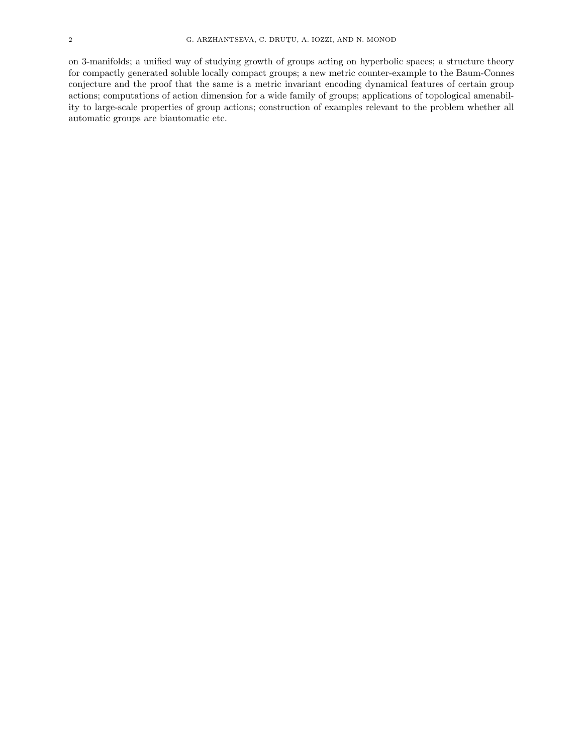on 3-manifolds; a unified way of studying growth of groups acting on hyperbolic spaces; a structure theory for compactly generated soluble locally compact groups; a new metric counter-example to the Baum-Connes conjecture and the proof that the same is a metric invariant encoding dynamical features of certain group actions; computations of action dimension for a wide family of groups; applications of topological amenability to large-scale properties of group actions; construction of examples relevant to the problem whether all automatic groups are biautomatic etc.